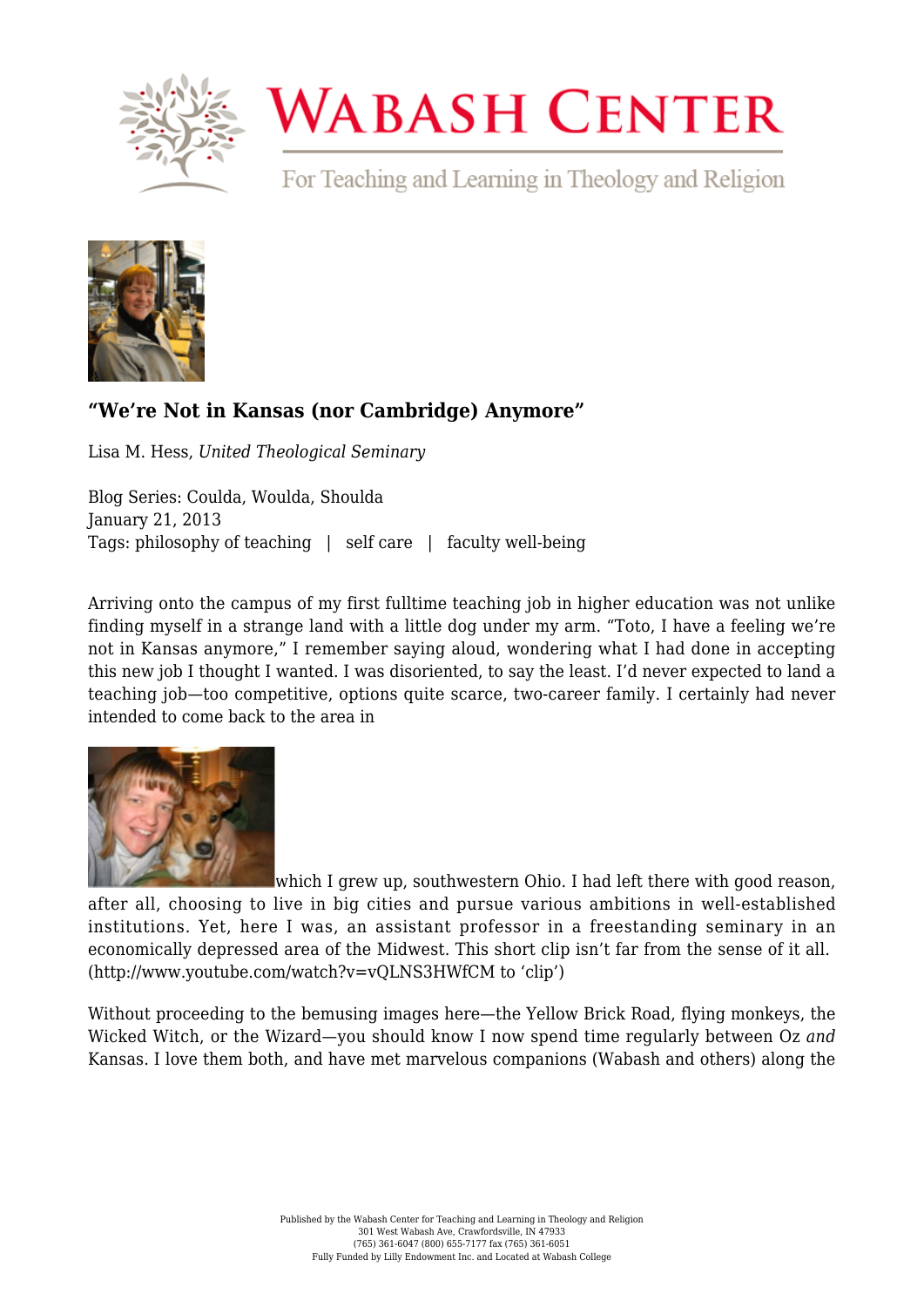# WABASH CENTER

For Teaching and Learning in Theology and Religion

## "We're Not in Kansas (nor Cambridge) Anymore"

Lisa M. Hess, *United Theological Seminary*

Blog Series: Coulda, Woulda, Shoulda
January 21, 2013
Tags: philosophy of teaching | self care | faculty well-being

Arriving onto the campus of my first fulltime teaching job in higher education was not unlike finding myself in a strange land with a little dog under my arm. "Toto, I have a feeling we're not in Kansas anymore," I remember saying aloud, wondering what I had done in accepting this new job I thought I wanted. I was disoriented, to say the least. I'd never expected to land a teaching job—too competitive, options quite scarce, two-career family. I certainly had never intended to come back to the area in which I grew up, southwestern Ohio. I had left there with good reason, after all, choosing to live in big cities and pursue various ambitions in well-established institutions. Yet, here I was, an assistant professor in a freestanding seminary in an economically depressed area of the Midwest. This short clip isn't far from the sense of it all. (http://www.youtube.com/watch?v=vQLNS3HWfCM to 'clip')

Without proceeding to the bemusing images here—the Yellow Brick Road, flying monkeys, the Wicked Witch, or the Wizard—you should know I now spend time regularly between Oz *and* Kansas. I love them both, and have met marvelous companions (Wabash and others) along the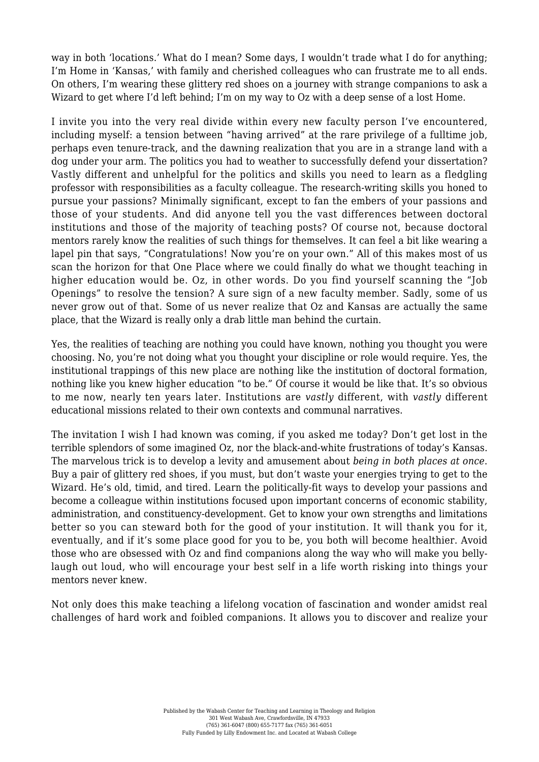way in both 'locations.' What do I mean? Some days, I wouldn't trade what I do for anything; I'm Home in 'Kansas,' with family and cherished colleagues who can frustrate me to all ends. On others, I'm wearing these glittery red shoes on a journey with strange companions to ask a Wizard to get where I'd left behind; I'm on my way to Oz with a deep sense of a lost Home.

I invite you into the very real divide within every new faculty person I've encountered, including myself: a tension between "having arrived" at the rare privilege of a fulltime job, perhaps even tenure-track, and the dawning realization that you are in a strange land with a dog under your arm. The politics you had to weather to successfully defend your dissertation? Vastly different and unhelpful for the politics and skills you need to learn as a fledgling professor with responsibilities as a faculty colleague. The research-writing skills you honed to pursue your passions? Minimally significant, except to fan the embers of your passions and those of your students. And did anyone tell you the vast differences between doctoral institutions and those of the majority of teaching posts? Of course not, because doctoral mentors rarely know the realities of such things for themselves. It can feel a bit like wearing a lapel pin that says, "Congratulations! Now you're on your own." All of this makes most of us scan the horizon for that One Place where we could finally do what we thought teaching in higher education would be. Oz, in other words. Do you find yourself scanning the "Job Openings" to resolve the tension? A sure sign of a new faculty member. Sadly, some of us never grow out of that. Some of us never realize that Oz and Kansas are actually the same place, that the Wizard is really only a drab little man behind the curtain.

Yes, the realities of teaching are nothing you could have known, nothing you thought you were choosing. No, you're not doing what you thought your discipline or role would require. Yes, the institutional trappings of this new place are nothing like the institution of doctoral formation, nothing like you knew higher education "to be." Of course it would be like that. It's so obvious to me now, nearly ten years later. Institutions are *vastly* different, with *vastly* different educational missions related to their own contexts and communal narratives.

The invitation I wish I had known was coming, if you asked me today? Don't get lost in the terrible splendors of some imagined Oz, nor the black-and-white frustrations of today's Kansas. The marvelous trick is to develop a levity and amusement about *being in both places at once*. Buy a pair of glittery red shoes, if you must, but don't waste your energies trying to get to the Wizard. He's old, timid, and tired. Learn the politically-fit ways to develop your passions and become a colleague within institutions focused upon important concerns of economic stability, administration, and constituency-development. Get to know your own strengths and limitations better so you can steward both for the good of your institution. It will thank you for it, eventually, and if it's some place good for you to be, you both will become healthier. Avoid those who are obsessed with Oz and find companions along the way who will make you belly-laugh out loud, who will encourage your best self in a life worth risking into things your mentors never knew.

Not only does this make teaching a lifelong vocation of fascination and wonder amidst real challenges of hard work and foibled companions. It allows you to discover and realize your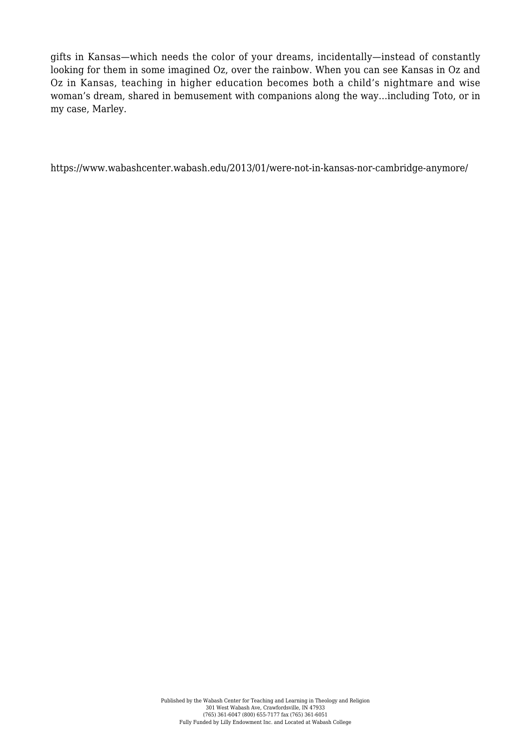gifts in Kansas—which needs the color of your dreams, incidentally—instead of constantly looking for them in some imagined Oz, over the rainbow. When you can see Kansas in Oz and Oz in Kansas, teaching in higher education becomes both a child's nightmare and wise woman's dream, shared in bemusement with companions along the way…including Toto, or in my case, Marley.

https://www.wabashcenter.wabash.edu/2013/01/were-not-in-kansas-nor-cambridge-anymore/